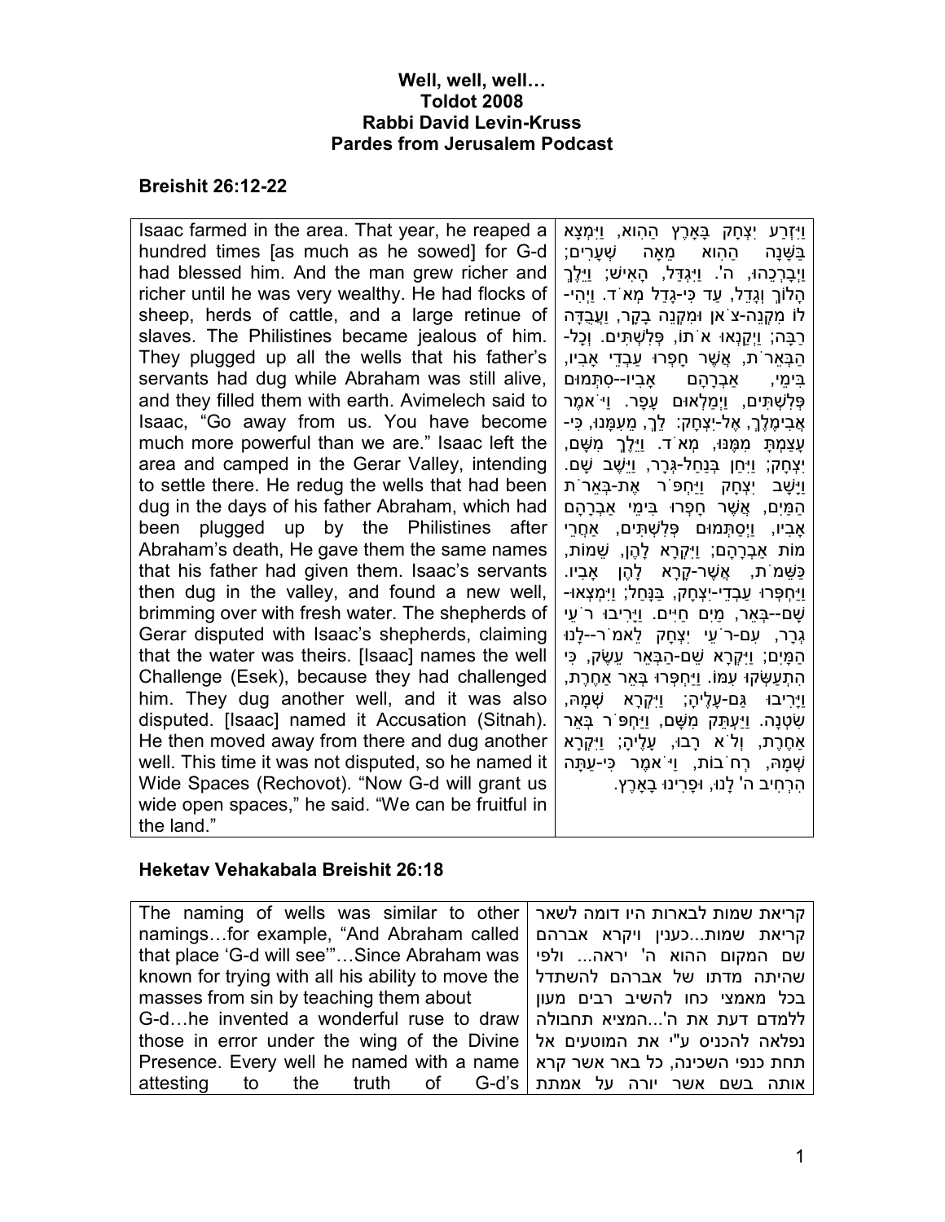**Well, well, well…**
**Toldot 2008**
**Rabbi David Levin-Kruss**
**Pardes from Jerusalem Podcast**

## Breishit 26:12-22

| | |
|---|---|
| Isaac farmed in the area. That year, he reaped a hundred times [as much as he sowed] for G-d had blessed him. And the man grew richer and richer until he was very wealthy. He had flocks of sheep, herds of cattle, and a large retinue of slaves. The Philistines became jealous of him. They plugged up all the wells that his father's servants had dug while Abraham was still alive, and they filled them with earth. Avimelech said to Isaac, "Go away from us. You have become much more powerful than we are." Isaac left the area and camped in the Gerar Valley, intending to settle there. He redug the wells that had been dug in the days of his father Abraham, which had been plugged up by the Philistines after Abraham's death, He gave them the same names that his father had given them. Isaac's servants then dug in the valley, and found a new well, brimming over with fresh water. The shepherds of Gerar disputed with Isaac's shepherds, claiming that the water was theirs. [Isaac] names the well Challenge (Esek), because they had challenged him. They dug another well, and it was also disputed. [Isaac] named it Accusation (Sitnah). He then moved away from there and dug another well. This time it was not disputed, so he named it Wide Spaces (Rechovot). "Now G-d will grant us wide open spaces," he said. "We can be fruitful in the land." | וַיִּזְרַע יִצְחָק בָּאָרֶץ הַהִוא, וַיִּמְצָא בַּשָּׁנָה הַהִוא מֵאָה שְׁעָרִים; וַיְבָרְכֵהוּ, ה'. וַיִּגְדַּל, הָאִישׁ; וַיֵּלֶךְ הָלוֹךְ וְגָדֵל, עַד כִּי-גָדַל מְאֹד. וַיְהִי-לוֹ מִקְנֵה-צֹאן וּמִקְנֵה בָקָר, וַעֲבֻדָּה רַבָּה; וַיְקַנְאוּ אֹתוֹ, פְּלִשְׁתִּים. וְכָל-הַבְּאֵרֹת, אֲשֶׁר חָפְרוּ עַבְדֵי אָבִיו, בִּימֵי, אַבְרָהָם אָבִיו--סִתְּמוּם פְּלִשְׁתִּים, וַיְמַלְאוּם עָפָר. וַיֹּאמֶר אֲבִימֶלֶךְ, אֶל-יִצְחָק: לֵךְ, מֵעִמָּנוּ, כִּי-עָצַמְתָּ מִמֶּנּוּ, מְאֹד. וַיֵּלֶךְ מִשָּׁם, יִצְחָק; וַיִּחַן בְּנַחַל-גְּרָר, וַיֵּשֶׁב שָׁם. וַיָּשָׁב יִצְחָק וַיַּחְפֹּר אֶת-בְּאֵרֹת הַמַּיִם, אֲשֶׁר חָפְרוּ בִּימֵי אַבְרָהָם אָבִיו, וַיְסַתְּמוּם פְּלִשְׁתִּים, אַחֲרֵי מוֹת אַבְרָהָם; וַיִּקְרָא לָהֶן, שֵׁמוֹת, כַּשֵּׁמֹת, אֲשֶׁר-קָרָא לָהֶן אָבִיו. וַיַּחְפְּרוּ עַבְדֵי-יִצְחָק, בַּנָּחַל; וַיִּמְצְאוּ-שָׁם--בְּאֵר, מַיִם חַיִּים. וַיָּרִיבוּ רֹעֵי גְרָר, עִם-רֹעֵי יִצְחָק לֵאמֹר--לָנוּ הַמָּיִם; וַיִּקְרָא שֵׁם-הַבְּאֵר עֵשֶׂק, כִּי הִתְעַשְּׂקוּ עִמּוֹ. וַיַּחְפְּרוּ בְּאֵר אַחֶרֶת, וַיָּרִיבוּ גַּם-עָלֶיהָ; וַיִּקְרָא שְׁמָהּ, שִׂטְנָה. וַיַּעְתֵּק מִשָּׁם, וַיַּחְפֹּר בְּאֵר אַחֶרֶת, וְלֹא רָבוּ, עָלֶיהָ; וַיִּקְרָא שְׁמָהּ, רְחֹבוֹת, וַיֹּאמֶר כִּי-עַתָּה הִרְחִיב ה' לָנוּ, וּפָרִינוּ בָאָרֶץ. |

## Heketav Vehakabala Breishit 26:18

| | |
|---|---|
| The naming of wells was similar to other namings…for example, "And Abraham called that place 'G-d will see'"…Since Abraham was known for trying with all his ability to move the masses from sin by teaching them about G-d…he invented a wonderful ruse to draw those in error under the wing of the Divine Presence. Every well he named with a name attesting to the truth of G-d's | קריאת שמות לבארות היו דומה לשאר קריאת שמות...כענין ויקרא אברהם שם המקום ההוא ה' יראה... ולפי שהיתה מדתו של אברהם להשתדל בכל מאמצי כחו להשיב רבים מעון ללמדם דעת את ה'...המציא תחבולה נפלאה להכניס ע"י את המוטעים אל תחת כנפי השכינה, כל באר אשר קרא אותה בשם אשר יורה על אמתת |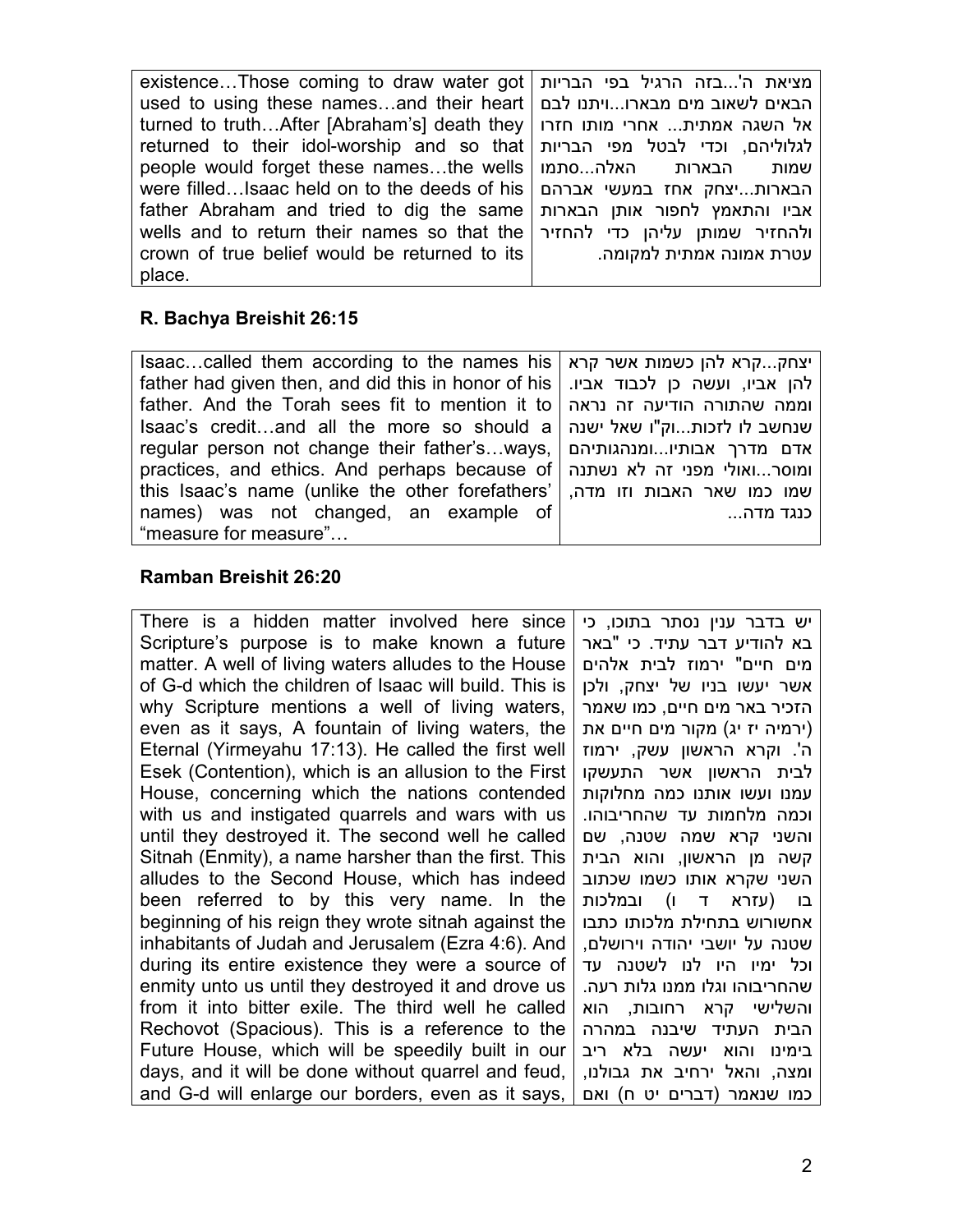| | |
|---|---|
| existence…Those coming to draw water got used to using these names…and their heart turned to truth…After [Abraham's] death they returned to their idol-worship and so that people would forget these names…the wells were filled…Isaac held on to the deeds of his father Abraham and tried to dig the same wells and to return their names so that the crown of true belief would be returned to its place. | מציאת ה'...בזה הרגיל בפי הבריות הבאים לשאוב מים מבארו...ויתנו לבם אל השגה אמתית... אחרי מותו חזרו לגלוליהם, וכדי לבטל מפי הבריות שמות הבארות האלה...סתמו הבארות...יצחק אחז במעשי אברהם אביו והתאמץ לחפור אותן הבארות ולהחזיר שמותן עליהן כדי להחזיר עטרת אמונה אמתית למקומה. |

### R. Bachya Breishit 26:15

| | |
|---|---|
| Isaac…called them according to the names his father had given then, and did this in honor of his father. And the Torah sees fit to mention it to Isaac's credit…and all the more so should a regular person not change their father's…ways, practices, and ethics. And perhaps because of this Isaac's name (unlike the other forefathers' names) was not changed, an example of "measure for measure"… | יצחק...קרא להן כשמות אשר קרא להן אביו, ועשה כן לכבוד אביו. וממה שהתורה הודיעה זה נראה שנחשב לו לזכות...וק"ו שאל ישנה אדם מדרך אבותיו...ומנהגותיהם ומוסר...ואולי מפני זה לא נשתנה שמו כמו שאר האבות וזו מדה, כנגד מדה... |

### Ramban Breishit 26:20

| | |
|---|---|
| There is a hidden matter involved here since Scripture's purpose is to make known a future matter. A well of living waters alludes to the House of G-d which the children of Isaac will build. This is why Scripture mentions a well of living waters, even as it says, A fountain of living waters, the Eternal (Yirmeyahu 17:13). He called the first well Esek (Contention), which is an allusion to the First House, concerning which the nations contended with us and instigated quarrels and wars with us until they destroyed it. The second well he called Sitnah (Enmity), a name harsher than the first. This alludes to the Second House, which has indeed been referred to by this very name. In the beginning of his reign they wrote sitnah against the inhabitants of Judah and Jerusalem (Ezra 4:6). And during its entire existence they were a source of enmity unto us until they destroyed it and drove us from it into bitter exile. The third well he called Rechovot (Spacious). This is a reference to the Future House, which will be speedily built in our days, and it will be done without quarrel and feud, and G-d will enlarge our borders, even as it says, | יש בדבר ענין נסתר בתוכו, כי בא להודיע דבר עתיד. כי "באר מים חיים" ירמוז לבית אלהים אשר יעשו בניו של יצחק, ולכן הזכיר באר מים חיים, כמו שאמר (ירמיה יז יג) מקור מים חיים את ה'. וקרא הראשון עשק, ירמוז לבית הראשון אשר התעשקו עמנו ועשו אותנו כמה מחלוקות וכמה מלחמות עד שהחריבוהו. והשני קרא שמה שטנה, שם קשה מן הראשון, והוא הבית השני שקרא אותו כשמו שכתוב בו (עזרא ד ו) ובמלכות אחשורוש בתחילת מלכותו כתבו שטנה על יושבי יהודה וירושלם, וכל ימיו היו לנו לשטנה עד שהחריבוהו וגלו ממנו גלות רעה. והשלישי קרא רחובות, הוא הבית העתיד שיבנה במהרה בימינו והוא יעשה בלא ריב ומצה, והאל ירחיב את גבולנו, כמו שנאמר (דברים יט ח) ואם |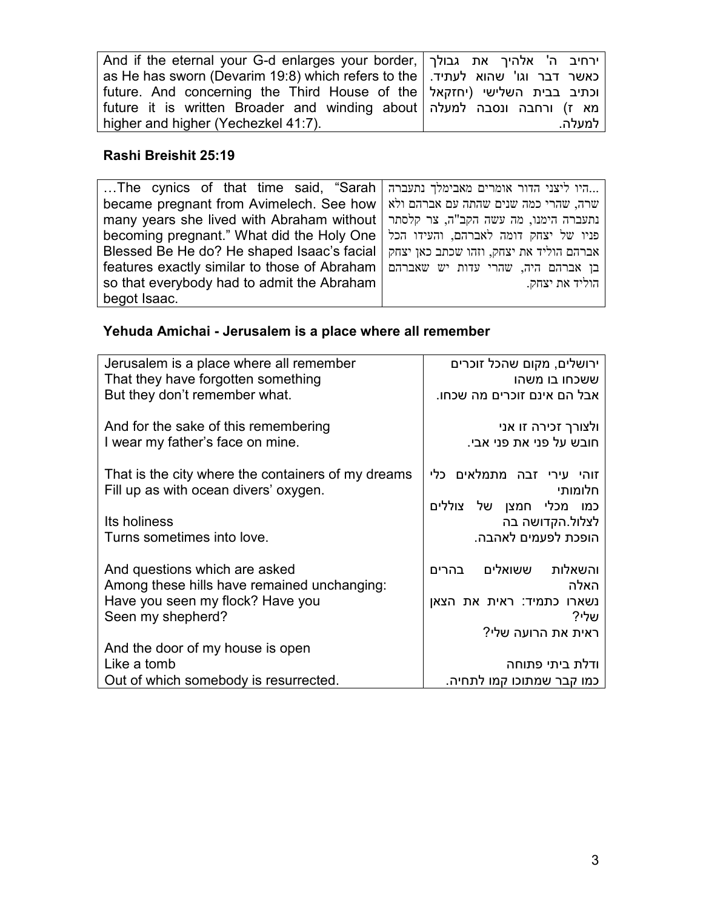| | |
|---|---|
| And if the eternal your G-d enlarges your border, as He has sworn (Devarim 19:8) which refers to the future. And concerning the Third House of the future it is written Broader and winding about higher and higher (Yechezkel 41:7). | ירחיב ה' אלהיך את גבולך כאשר דבר וגו' שהוא לעתיד. וכתיב בבית השלישי (יחזקאל מא ז) ורחבה ונסבה למעלה למעלה. |

## Rashi Breishit 25:19

| | |
|---|---|
| …The cynics of that time said, "Sarah became pregnant from Avimelech. See how many years she lived with Abraham without becoming pregnant." What did the Holy One Blessed Be He do? He shaped Isaac's facial features exactly similar to those of Abraham so that everybody had to admit the Abraham begot Isaac. | ...היו ליצני הדור אומרים מאבימלך נתעברה שרה, שהרי כמה שנים שהתה עם אברהם ולא נתעברה הימנו, מה עשה הקב"ה, צר קלסתר פניו של יצחק דומה לאברהם, והעידו הכל אברהם הוליד את יצחק, וזהו שכתב כאן יצחק בן אברהם היה, שהרי עדות יש שאברהם הוליד את יצחק. |

## Yehuda Amichai - Jerusalem is a place where all remember

| | |
|---|---|
| Jerusalem is a place where all remember<br>That they have forgotten something<br>But they don't remember what.<br><br>And for the sake of this remembering<br>I wear my father's face on mine.<br><br>That is the city where the containers of my dreams<br>Fill up as with ocean divers' oxygen.<br><br>Its holiness<br>Turns sometimes into love.<br><br>And questions which are asked<br>Among these hills have remained unchanging:<br>Have you seen my flock? Have you<br>Seen my shepherd?<br><br>And the door of my house is open<br>Like a tomb<br>Out of which somebody is resurrected. | ירושלים, מקום שהכל זוכרים<br>ששכחו בו משהו<br>אבל הם אינם זוכרים מה שכחו.<br><br>ולצורך זכירה זו אני<br>חובש על פני את פני אבי.<br><br>זוהי עירי זבה מתמלאים כלי חלומותי<br>כמו מכלי חמצן של צוללים לצלול.הקדושה בה<br>הופכת לפעמים לאהבה.<br><br>והשאלות ששואלים בהרים האלה<br>נשארו כתמיד: ראית את הצאן שלי?<br>ראית את הרועה שלי?<br><br>ודלת ביתי פתוחה<br>כמו קבר שמתוכו קמו לתחיה. |